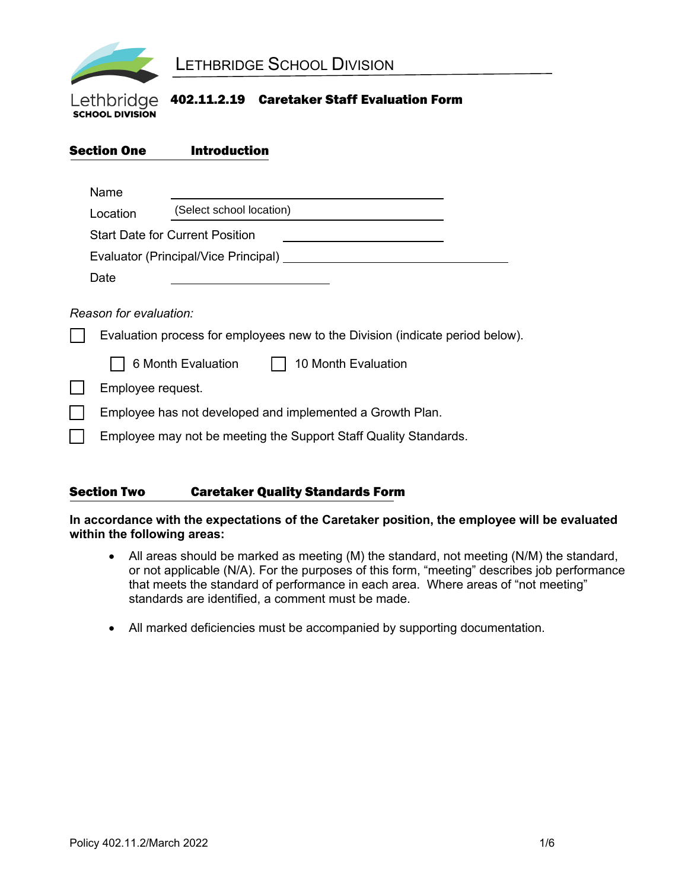# Lethbridge School Division

## 402.11.2.19 Caretaker Staff Evaluation Form

### Section One Introduction

Name ______________________________

Location (Select school location)

Start Date for Current Position ______________________________

Evaluator (Principal/Vice Principal) ______________________________

Date ______________________________

*Reason for evaluation:*

- ☐ Evaluation process for employees new to the Division (indicate period below).
  - ☐ 6 Month Evaluation ☐ 10 Month Evaluation
- ☐ Employee request.
- ☐ Employee has not developed and implemented a Growth Plan.
- ☐ Employee may not be meeting the Support Staff Quality Standards.

### Section Two Caretaker Quality Standards Form

**In accordance with the expectations of the Caretaker position, the employee will be evaluated within the following areas:**

- All areas should be marked as meeting (M) the standard, not meeting (N/M) the standard, or not applicable (N/A). For the purposes of this form, "meeting" describes job performance that meets the standard of performance in each area. Where areas of "not meeting" standards are identified, a comment must be made.

- All marked deficiencies must be accompanied by supporting documentation.

Policy 402.11.2/March 2022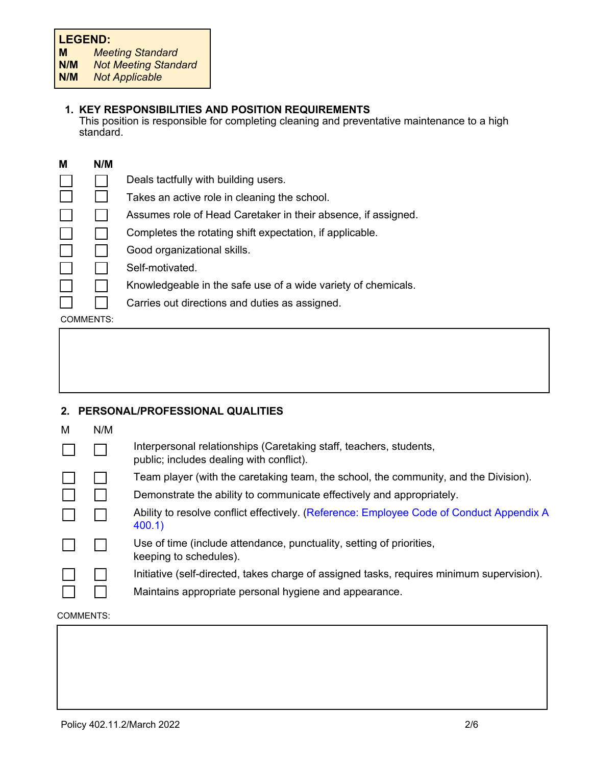**LEGEND:**
**M** *Meeting Standard*
**N/M** *Not Meeting Standard*
**N/M** *Not Applicable*

## 1. KEY RESPONSIBILITIES AND POSITION REQUIREMENTS

This position is responsible for completing cleaning and preventative maintenance to a high standard.

| M | N/M | |
|---|---|---|
| ☐ | ☐ | Deals tactfully with building users. |
| ☐ | ☐ | Takes an active role in cleaning the school. |
| ☐ | ☐ | Assumes role of Head Caretaker in their absence, if assigned. |
| ☐ | ☐ | Completes the rotating shift expectation, if applicable. |
| ☐ | ☐ | Good organizational skills. |
| ☐ | ☐ | Self-motivated. |
| ☐ | ☐ | Knowledgeable in the safe use of a wide variety of chemicals. |
| ☐ | ☐ | Carries out directions and duties as assigned. |

COMMENTS:

## 2. PERSONAL/PROFESSIONAL QUALITIES

| M | N/M | |
|---|---|---|
| ☐ | ☐ | Interpersonal relationships (Caretaking staff, teachers, students, public; includes dealing with conflict). |
| ☐ | ☐ | Team player (with the caretaking team, the school, the community, and the Division). |
| ☐ | ☐ | Demonstrate the ability to communicate effectively and appropriately. |
| ☐ | ☐ | Ability to resolve conflict effectively. (Reference: Employee Code of Conduct Appendix A 400.1) |
| ☐ | ☐ | Use of time (include attendance, punctuality, setting of priorities, keeping to schedules). |
| ☐ | ☐ | Initiative (self-directed, takes charge of assigned tasks, requires minimum supervision). |
| ☐ | ☐ | Maintains appropriate personal hygiene and appearance. |

COMMENTS:

Policy 402.11.2/March 2022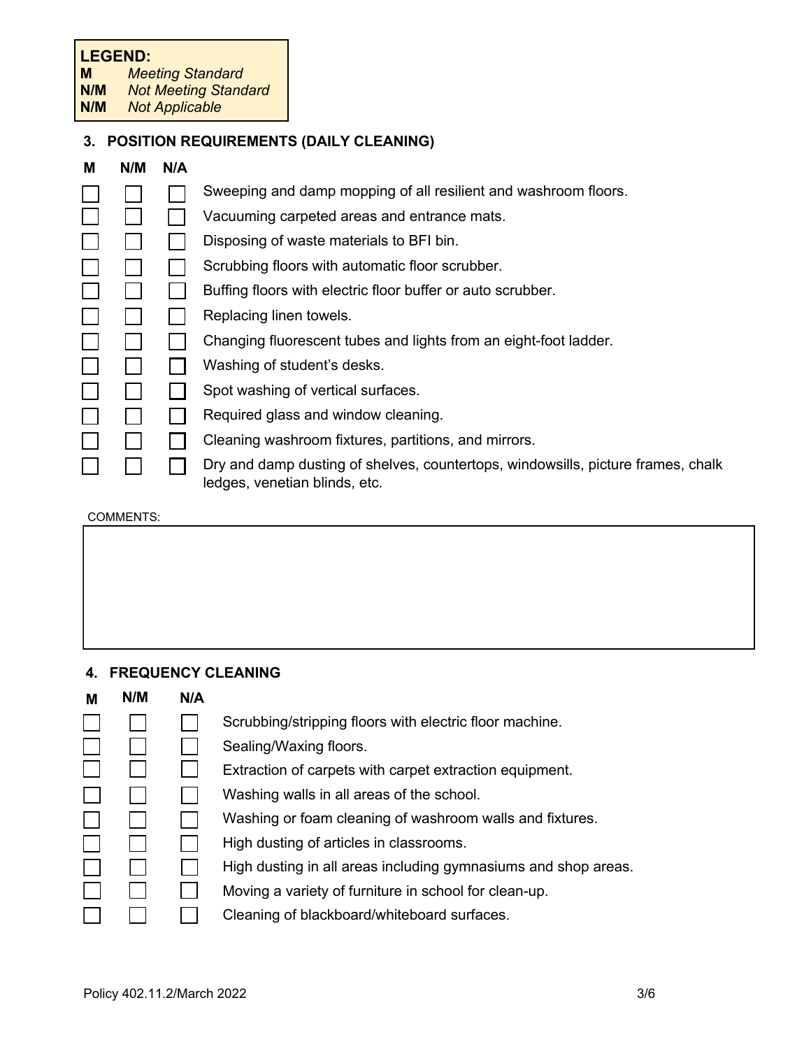**LEGEND:**
**M** *Meeting Standard*
**N/M** *Not Meeting Standard*
**N/M** *Not Applicable*

## 3. POSITION REQUIREMENTS (DAILY CLEANING)

| M | N/M | N/A | |
|---|---|---|---|
| ☐ | ☐ | ☐ | Sweeping and damp mopping of all resilient and washroom floors. |
| ☐ | ☐ | ☐ | Vacuuming carpeted areas and entrance mats. |
| ☐ | ☐ | ☐ | Disposing of waste materials to BFI bin. |
| ☐ | ☐ | ☐ | Scrubbing floors with automatic floor scrubber. |
| ☐ | ☐ | ☐ | Buffing floors with electric floor buffer or auto scrubber. |
| ☐ | ☐ | ☐ | Replacing linen towels. |
| ☐ | ☐ | ☐ | Changing fluorescent tubes and lights from an eight-foot ladder. |
| ☐ | ☐ | ☐ | Washing of student's desks. |
| ☐ | ☐ | ☐ | Spot washing of vertical surfaces. |
| ☐ | ☐ | ☐ | Required glass and window cleaning. |
| ☐ | ☐ | ☐ | Cleaning washroom fixtures, partitions, and mirrors. |
| ☐ | ☐ | ☐ | Dry and damp dusting of shelves, countertops, windowsills, picture frames, chalk ledges, venetian blinds, etc. |

COMMENTS:

## 4. FREQUENCY CLEANING

| M | N/M | N/A | |
|---|---|---|---|
| ☐ | ☐ | ☐ | Scrubbing/stripping floors with electric floor machine. |
| ☐ | ☐ | ☐ | Sealing/Waxing floors. |
| ☐ | ☐ | ☐ | Extraction of carpets with carpet extraction equipment. |
| ☐ | ☐ | ☐ | Washing walls in all areas of the school. |
| ☐ | ☐ | ☐ | Washing or foam cleaning of washroom walls and fixtures. |
| ☐ | ☐ | ☐ | High dusting of articles in classrooms. |
| ☐ | ☐ | ☐ | High dusting in all areas including gymnasiums and shop areas. |
| ☐ | ☐ | ☐ | Moving a variety of furniture in school for clean-up. |
| ☐ | ☐ | ☐ | Cleaning of blackboard/whiteboard surfaces. |

Policy 402.11.2/March 2022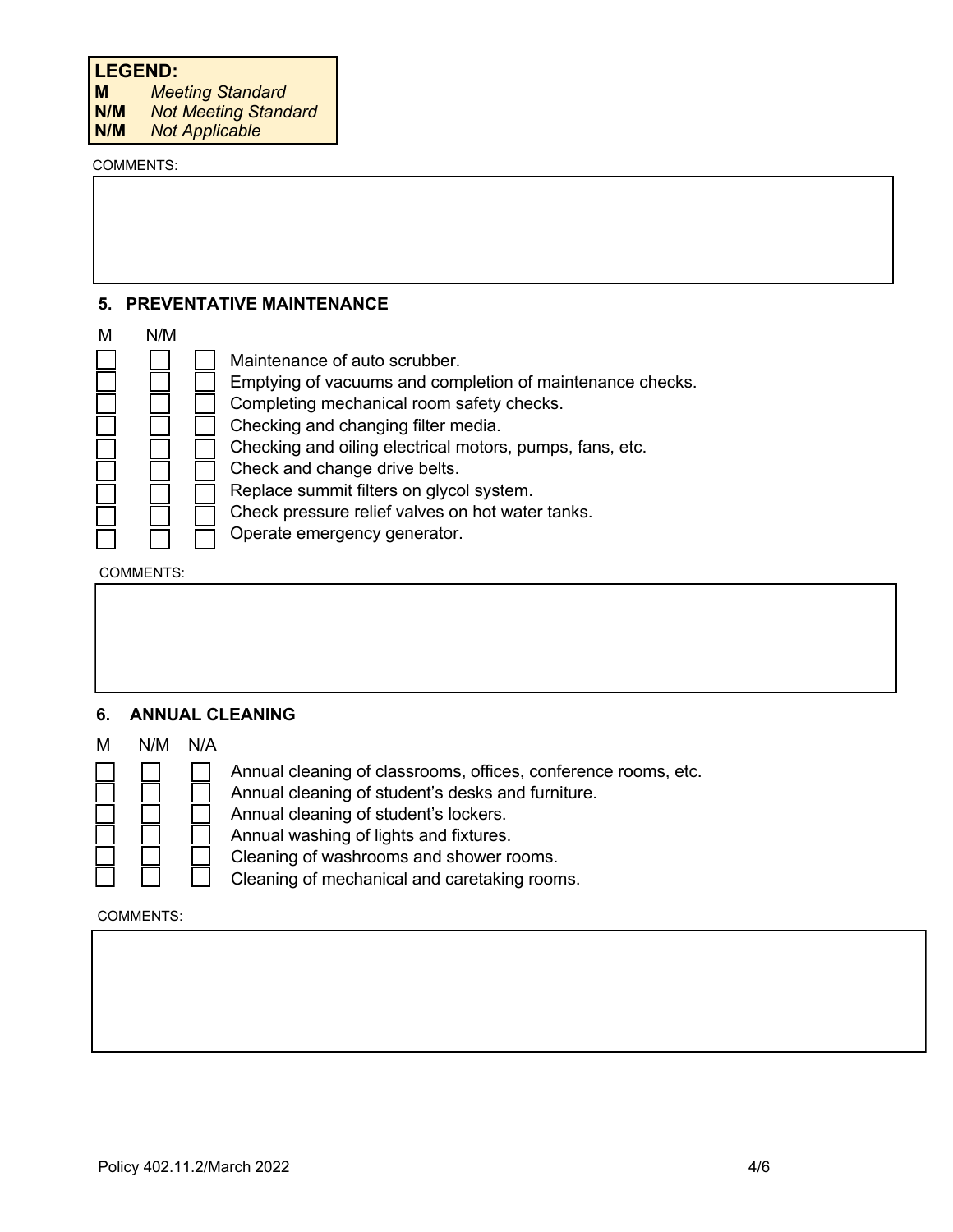**LEGEND:**

| | |
|---|---|
| **M** | *Meeting Standard* |
| **N/M** | *Not Meeting Standard* |
| **N/M** | *Not Applicable* |

COMMENTS:

## 5. PREVENTATIVE MAINTENANCE

| M | N/M | | |
|---|---|---|---|
| ☐ | ☐ | ☐ | Maintenance of auto scrubber. |
| ☐ | ☐ | ☐ | Emptying of vacuums and completion of maintenance checks. |
| ☐ | ☐ | ☐ | Completing mechanical room safety checks. |
| ☐ | ☐ | ☐ | Checking and changing filter media. |
| ☐ | ☐ | ☐ | Checking and oiling electrical motors, pumps, fans, etc. |
| ☐ | ☐ | ☐ | Check and change drive belts. |
| ☐ | ☐ | ☐ | Replace summit filters on glycol system. |
| ☐ | ☐ | ☐ | Check pressure relief valves on hot water tanks. |
| ☐ | ☐ | ☐ | Operate emergency generator. |

COMMENTS:

## 6. ANNUAL CLEANING

| M | N/M | N/A | |
|---|---|---|---|
| ☐ | ☐ | ☐ | Annual cleaning of classrooms, offices, conference rooms, etc. |
| ☐ | ☐ | ☐ | Annual cleaning of student's desks and furniture. |
| ☐ | ☐ | ☐ | Annual cleaning of student's lockers. |
| ☐ | ☐ | ☐ | Annual washing of lights and fixtures. |
| ☐ | ☐ | ☐ | Cleaning of washrooms and shower rooms. |
| ☐ | ☐ | ☐ | Cleaning of mechanical and caretaking rooms. |

COMMENTS:

Policy 402.11.2/March 2022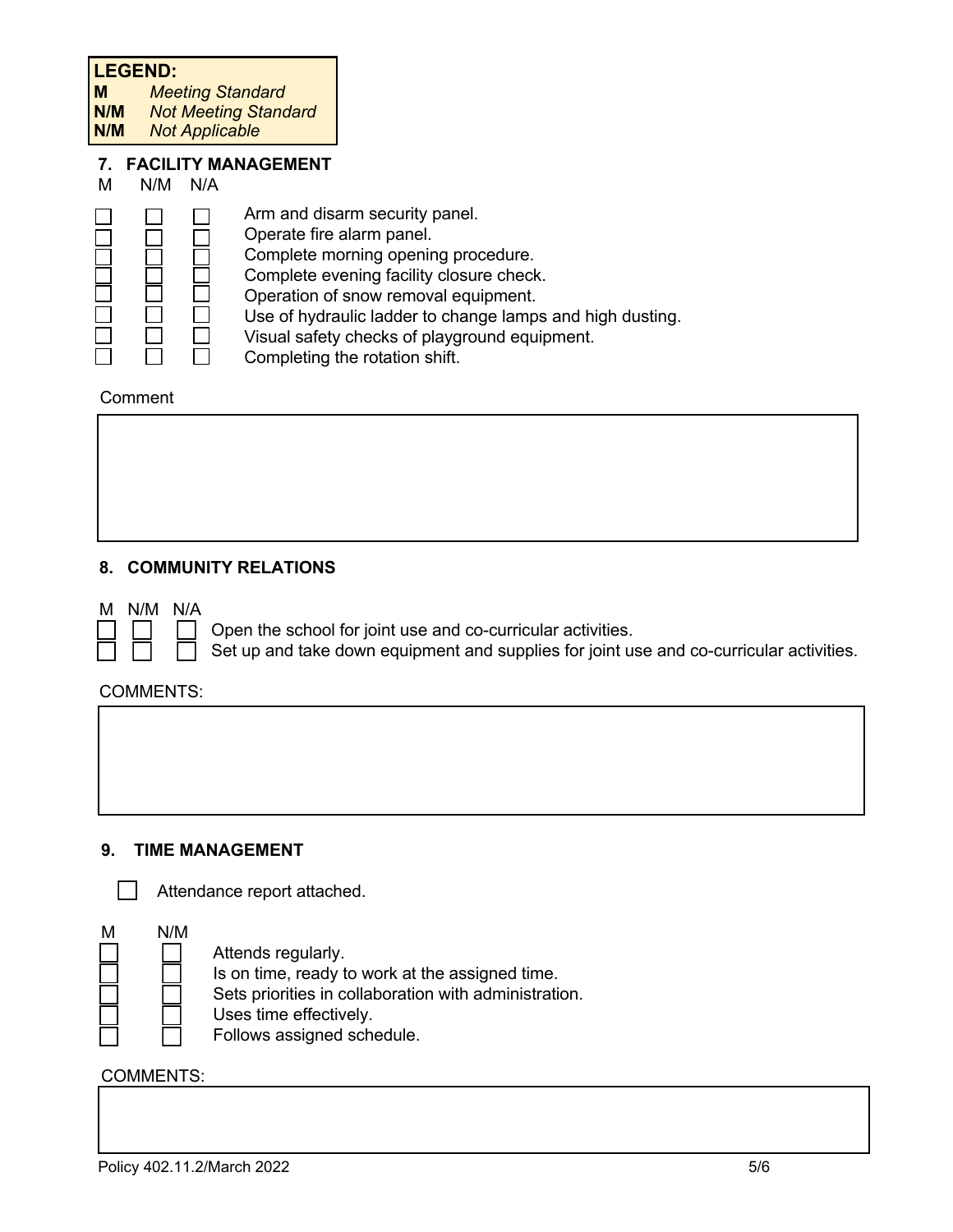**LEGEND:**
**M** *Meeting Standard*
**N/M** *Not Meeting Standard*
**N/M** *Not Applicable*

## 7. FACILITY MANAGEMENT

| M | N/M | N/A | |
|---|---|---|---|
| ☐ | ☐ | ☐ | Arm and disarm security panel. |
| ☐ | ☐ | ☐ | Operate fire alarm panel. |
| ☐ | ☐ | ☐ | Complete morning opening procedure. |
| ☐ | ☐ | ☐ | Complete evening facility closure check. |
| ☐ | ☐ | ☐ | Operation of snow removal equipment. |
| ☐ | ☐ | ☐ | Use of hydraulic ladder to change lamps and high dusting. |
| ☐ | ☐ | ☐ | Visual safety checks of playground equipment. |
| ☐ | ☐ | ☐ | Completing the rotation shift. |

Comment

## 8. COMMUNITY RELATIONS

| M | N/M | N/A | |
|---|---|---|---|
| ☐ | ☐ | ☐ | Open the school for joint use and co-curricular activities. |
| ☐ | ☐ | ☐ | Set up and take down equipment and supplies for joint use and co-curricular activities. |

COMMENTS:

## 9. TIME MANAGEMENT

☐ Attendance report attached.

| M | N/M | |
|---|---|---|
| ☐ | ☐ | Attends regularly. |
| ☐ | ☐ | Is on time, ready to work at the assigned time. |
| ☐ | ☐ | Sets priorities in collaboration with administration. |
| ☐ | ☐ | Uses time effectively. |
| ☐ | ☐ | Follows assigned schedule. |

COMMENTS:

Policy 402.11.2/March 2022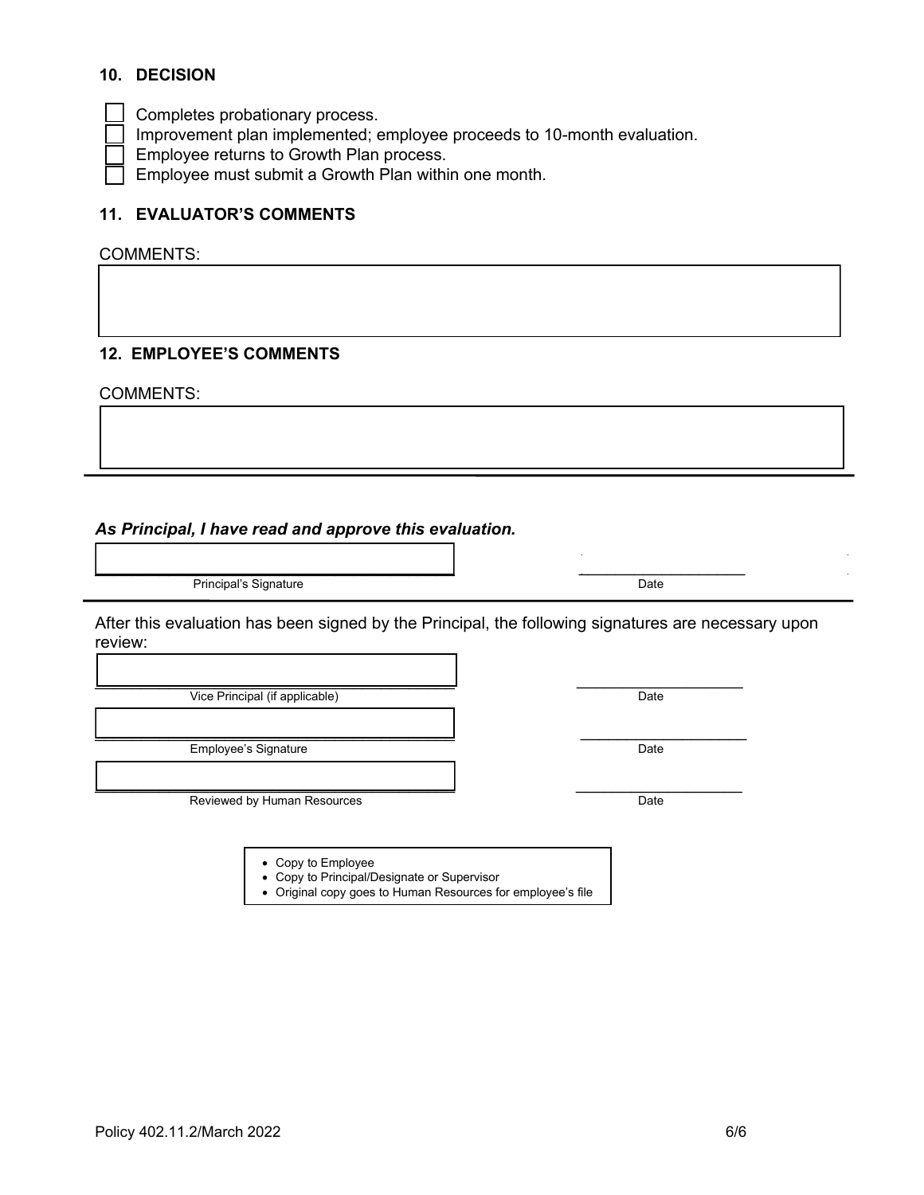## 10. DECISION

- ☐ Completes probationary process.
- ☐ Improvement plan implemented; employee proceeds to 10-month evaluation.
- ☐ Employee returns to Growth Plan process.
- ☐ Employee must submit a Growth Plan within one month.

## 11. EVALUATOR'S COMMENTS

COMMENTS:

## 12. EMPLOYEE'S COMMENTS

COMMENTS:

***As Principal, I have read and approve this evaluation.***

| | |
|---|---|
| Principal's Signature | Date |

After this evaluation has been signed by the Principal, the following signatures are necessary upon review:

| | |
|---|---|
| Vice Principal (if applicable) | Date |
| Employee's Signature | Date |
| Reviewed by Human Resources | Date |

- Copy to Employee
- Copy to Principal/Designate or Supervisor
- Original copy goes to Human Resources for employee's file

Policy 402.11.2/March 2022